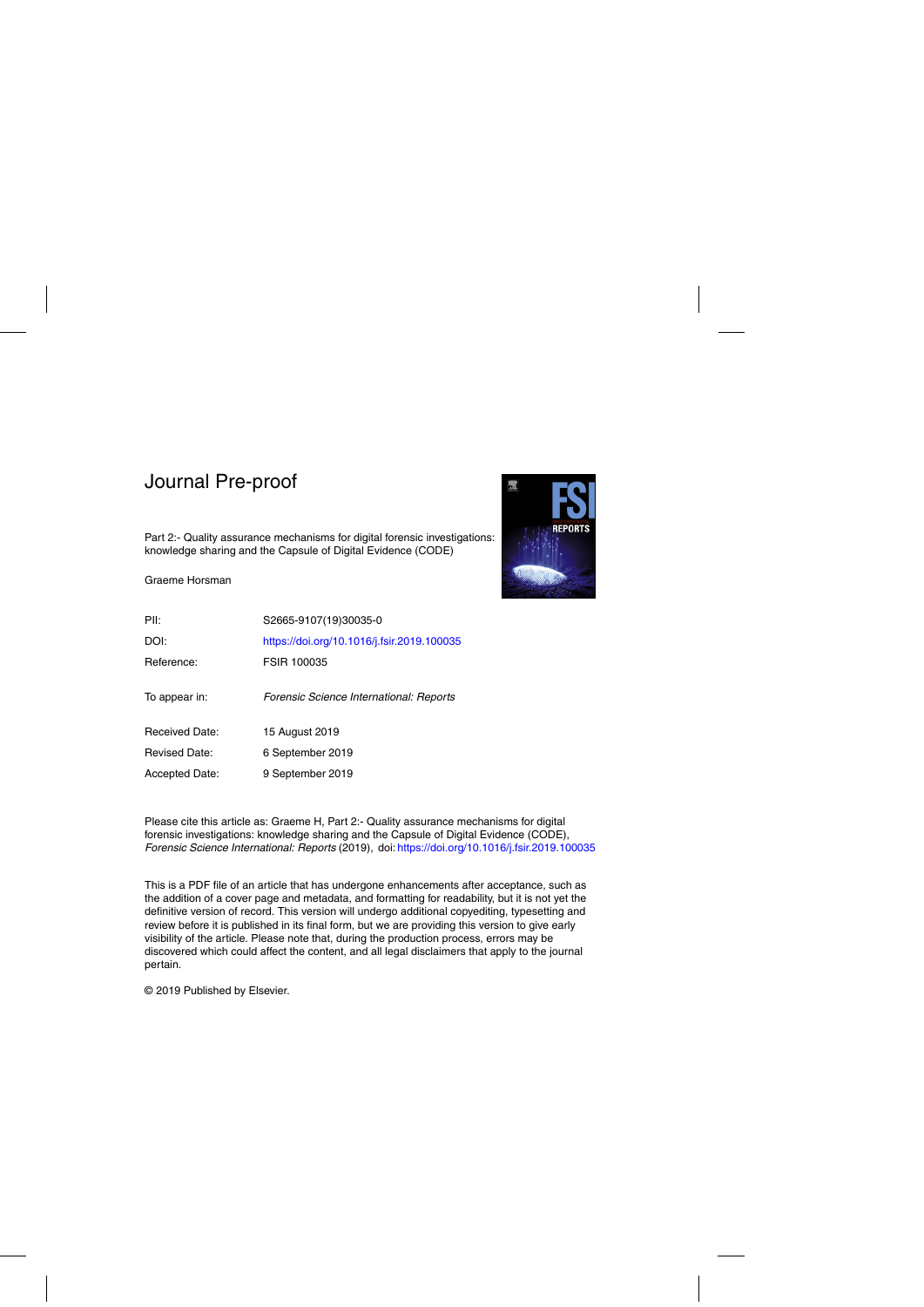# Journal Pre-proof

Part 2:- Quality assurance mechanisms for digital forensic investigations: knowledge sharing and the Capsule of Digital Evidence (CODE)

Graeme Horsman

| | |
|---|---|
| PII: | S2665-9107(19)30035-0 |
| DOI: | https://doi.org/10.1016/j.fsir.2019.100035 |
| Reference: | FSIR 100035 |
| To appear in: | *Forensic Science International: Reports* |
| Received Date: | 15 August 2019 |
| Revised Date: | 6 September 2019 |
| Accepted Date: | 9 September 2019 |

Please cite this article as: Graeme H, Part 2:- Quality assurance mechanisms for digital forensic investigations: knowledge sharing and the Capsule of Digital Evidence (CODE), *Forensic Science International: Reports* (2019), doi: https://doi.org/10.1016/j.fsir.2019.100035

This is a PDF file of an article that has undergone enhancements after acceptance, such as the addition of a cover page and metadata, and formatting for readability, but it is not yet the definitive version of record. This version will undergo additional copyediting, typesetting and review before it is published in its final form, but we are providing this version to give early visibility of the article. Please note that, during the production process, errors may be discovered which could affect the content, and all legal disclaimers that apply to the journal pertain.

© 2019 Published by Elsevier.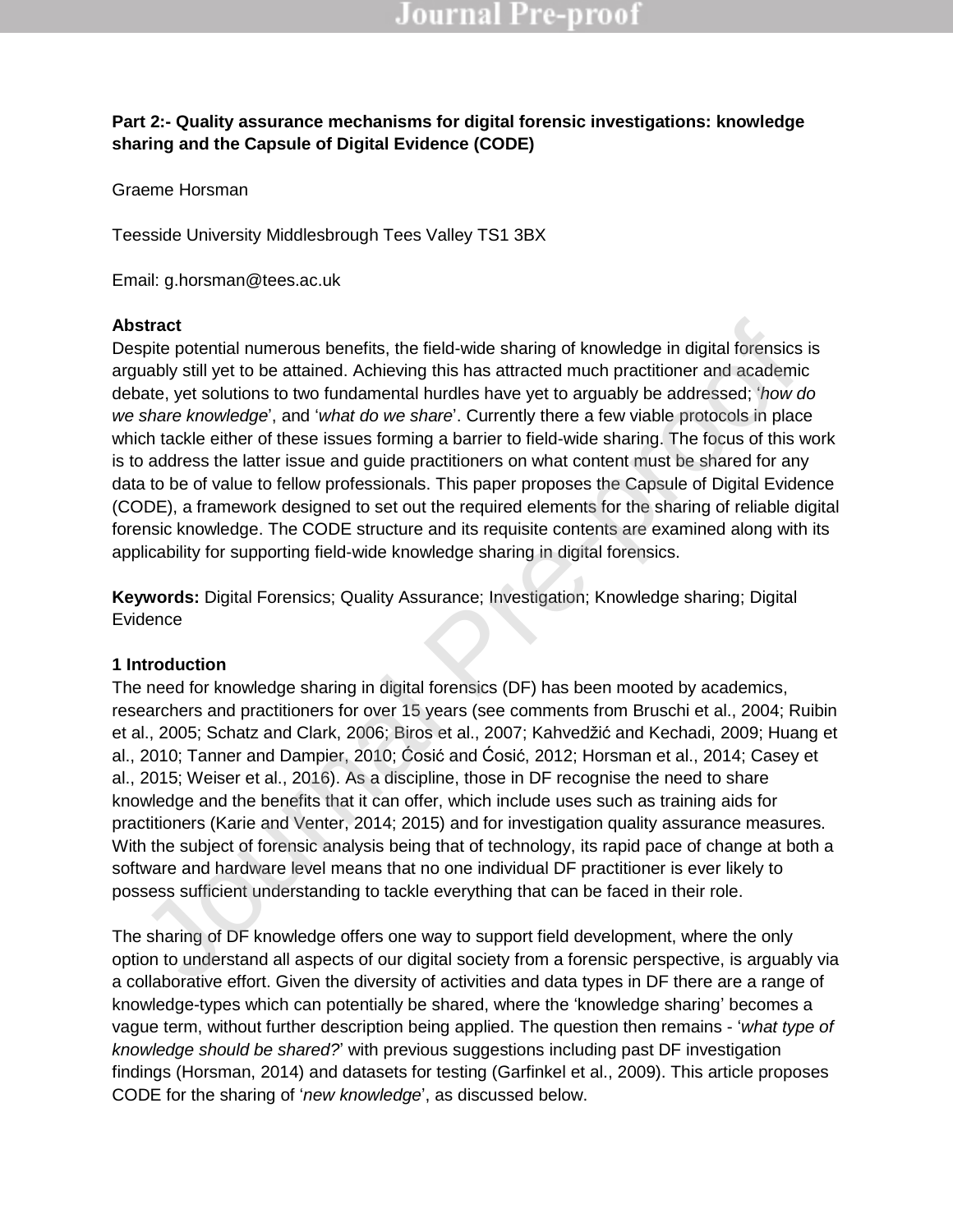**Part 2:- Quality assurance mechanisms for digital forensic investigations: knowledge sharing and the Capsule of Digital Evidence (CODE)**

Graeme Horsman

Teesside University Middlesbrough Tees Valley TS1 3BX

Email: g.horsman@tees.ac.uk

**Abstract**

Despite potential numerous benefits, the field-wide sharing of knowledge in digital forensics is arguably still yet to be attained. Achieving this has attracted much practitioner and academic debate, yet solutions to two fundamental hurdles have yet to arguably be addressed; '*how do we share knowledge*', and '*what do we share*'. Currently there a few viable protocols in place which tackle either of these issues forming a barrier to field-wide sharing. The focus of this work is to address the latter issue and guide practitioners on what content must be shared for any data to be of value to fellow professionals. This paper proposes the Capsule of Digital Evidence (CODE), a framework designed to set out the required elements for the sharing of reliable digital forensic knowledge. The CODE structure and its requisite contents are examined along with its applicability for supporting field-wide knowledge sharing in digital forensics.

**Keywords:** Digital Forensics; Quality Assurance; Investigation; Knowledge sharing; Digital Evidence

## 1 Introduction

The need for knowledge sharing in digital forensics (DF) has been mooted by academics, researchers and practitioners for over 15 years (see comments from Bruschi et al., 2004; Ruibin et al., 2005; Schatz and Clark, 2006; Biros et al., 2007; Kahvedžić and Kechadi, 2009; Huang et al., 2010; Tanner and Dampier, 2010; Ćosić and Ćosić, 2012; Horsman et al., 2014; Casey et al., 2015; Weiser et al., 2016). As a discipline, those in DF recognise the need to share knowledge and the benefits that it can offer, which include uses such as training aids for practitioners (Karie and Venter, 2014; 2015) and for investigation quality assurance measures. With the subject of forensic analysis being that of technology, its rapid pace of change at both a software and hardware level means that no one individual DF practitioner is ever likely to possess sufficient understanding to tackle everything that can be faced in their role.

The sharing of DF knowledge offers one way to support field development, where the only option to understand all aspects of our digital society from a forensic perspective, is arguably via a collaborative effort. Given the diversity of activities and data types in DF there are a range of knowledge-types which can potentially be shared, where the 'knowledge sharing' becomes a vague term, without further description being applied. The question then remains - '*what type of knowledge should be shared?*' with previous suggestions including past DF investigation findings (Horsman, 2014) and datasets for testing (Garfinkel et al., 2009). This article proposes CODE for the sharing of '*new knowledge*', as discussed below.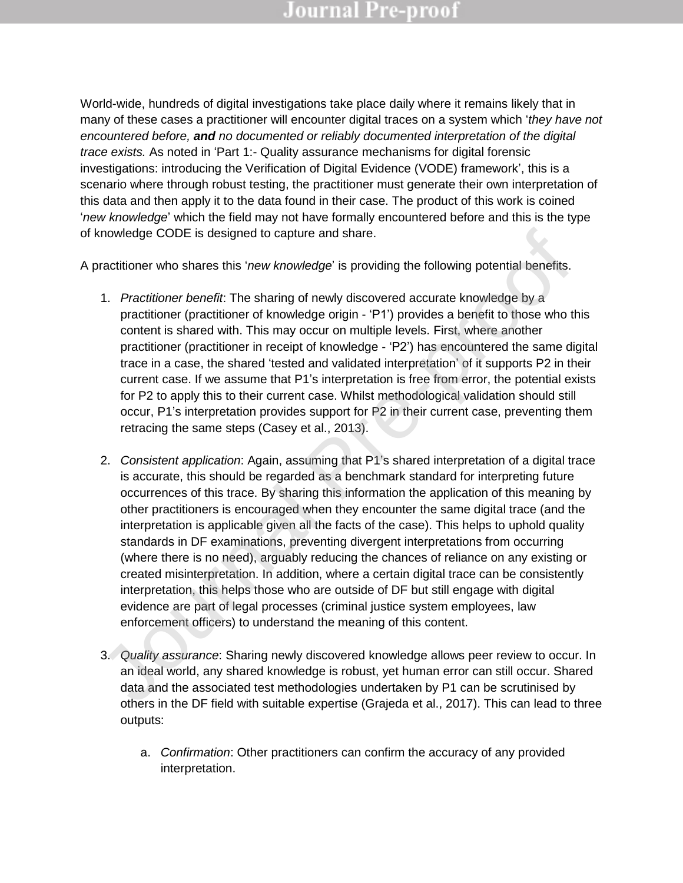World-wide, hundreds of digital investigations take place daily where it remains likely that in many of these cases a practitioner will encounter digital traces on a system which '*they have not encountered before,* ***and*** *no documented or reliably documented interpretation of the digital trace exists.* As noted in 'Part 1:- Quality assurance mechanisms for digital forensic investigations: introducing the Verification of Digital Evidence (VODE) framework', this is a scenario where through robust testing, the practitioner must generate their own interpretation of this data and then apply it to the data found in their case. The product of this work is coined '*new knowledge*' which the field may not have formally encountered before and this is the type of knowledge CODE is designed to capture and share.

A practitioner who shares this '*new knowledge*' is providing the following potential benefits.

1. *Practitioner benefit*: The sharing of newly discovered accurate knowledge by a practitioner (practitioner of knowledge origin - 'P1') provides a benefit to those who this content is shared with. This may occur on multiple levels. First, where another practitioner (practitioner in receipt of knowledge - 'P2') has encountered the same digital trace in a case, the shared 'tested and validated interpretation' of it supports P2 in their current case. If we assume that P1's interpretation is free from error, the potential exists for P2 to apply this to their current case. Whilst methodological validation should still occur, P1's interpretation provides support for P2 in their current case, preventing them retracing the same steps (Casey et al., 2013).

2. *Consistent application*: Again, assuming that P1's shared interpretation of a digital trace is accurate, this should be regarded as a benchmark standard for interpreting future occurrences of this trace. By sharing this information the application of this meaning by other practitioners is encouraged when they encounter the same digital trace (and the interpretation is applicable given all the facts of the case). This helps to uphold quality standards in DF examinations, preventing divergent interpretations from occurring (where there is no need), arguably reducing the chances of reliance on any existing or created misinterpretation. In addition, where a certain digital trace can be consistently interpretation, this helps those who are outside of DF but still engage with digital evidence are part of legal processes (criminal justice system employees, law enforcement officers) to understand the meaning of this content.

3. *Quality assurance*: Sharing newly discovered knowledge allows peer review to occur. In an ideal world, any shared knowledge is robust, yet human error can still occur. Shared data and the associated test methodologies undertaken by P1 can be scrutinised by others in the DF field with suitable expertise (Grajeda et al., 2017). This can lead to three outputs:

   a. *Confirmation*: Other practitioners can confirm the accuracy of any provided interpretation.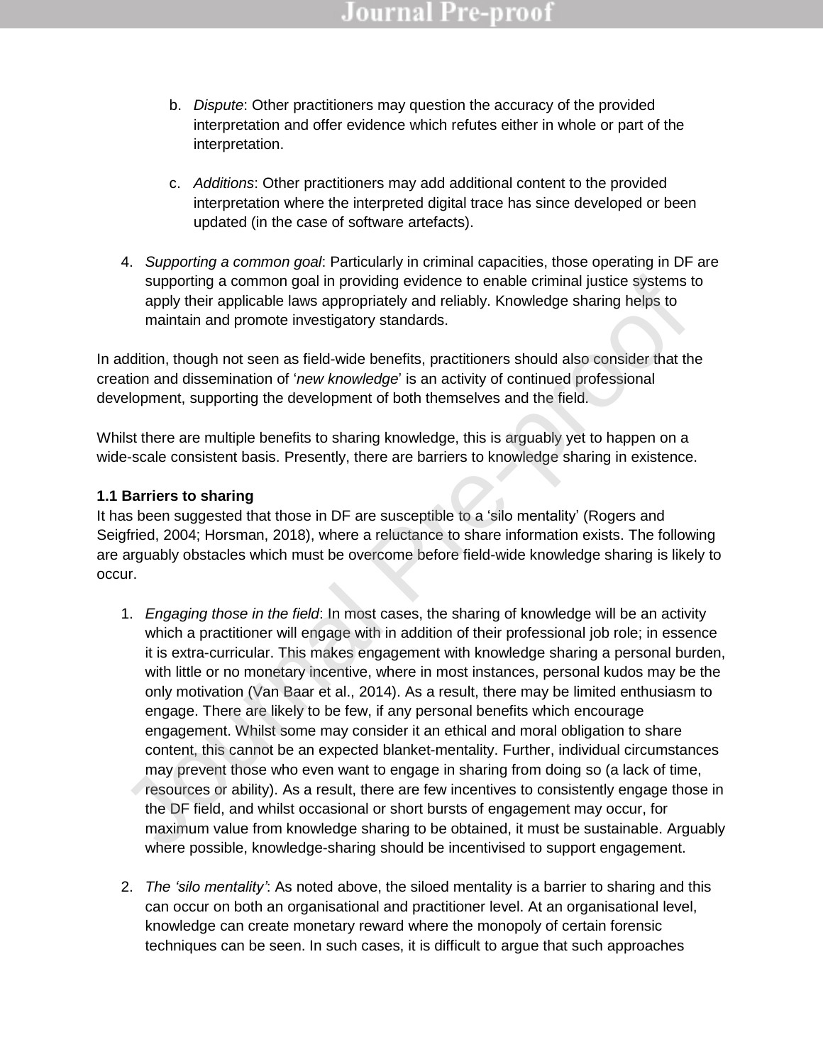b. *Dispute*: Other practitioners may question the accuracy of the provided interpretation and offer evidence which refutes either in whole or part of the interpretation.

c. *Additions*: Other practitioners may add additional content to the provided interpretation where the interpreted digital trace has since developed or been updated (in the case of software artefacts).

4. *Supporting a common goal*: Particularly in criminal capacities, those operating in DF are supporting a common goal in providing evidence to enable criminal justice systems to apply their applicable laws appropriately and reliably. Knowledge sharing helps to maintain and promote investigatory standards.

In addition, though not seen as field-wide benefits, practitioners should also consider that the creation and dissemination of '*new knowledge*' is an activity of continued professional development, supporting the development of both themselves and the field.

Whilst there are multiple benefits to sharing knowledge, this is arguably yet to happen on a wide-scale consistent basis. Presently, there are barriers to knowledge sharing in existence.

**1.1 Barriers to sharing**

It has been suggested that those in DF are susceptible to a 'silo mentality' (Rogers and Seigfried, 2004; Horsman, 2018), where a reluctance to share information exists. The following are arguably obstacles which must be overcome before field-wide knowledge sharing is likely to occur.

1. *Engaging those in the field*: In most cases, the sharing of knowledge will be an activity which a practitioner will engage with in addition of their professional job role; in essence it is extra-curricular. This makes engagement with knowledge sharing a personal burden, with little or no monetary incentive, where in most instances, personal kudos may be the only motivation (Van Baar et al., 2014). As a result, there may be limited enthusiasm to engage. There are likely to be few, if any personal benefits which encourage engagement. Whilst some may consider it an ethical and moral obligation to share content, this cannot be an expected blanket-mentality. Further, individual circumstances may prevent those who even want to engage in sharing from doing so (a lack of time, resources or ability). As a result, there are few incentives to consistently engage those in the DF field, and whilst occasional or short bursts of engagement may occur, for maximum value from knowledge sharing to be obtained, it must be sustainable. Arguably where possible, knowledge-sharing should be incentivised to support engagement.

2. *The 'silo mentality'*: As noted above, the siloed mentality is a barrier to sharing and this can occur on both an organisational and practitioner level. At an organisational level, knowledge can create monetary reward where the monopoly of certain forensic techniques can be seen. In such cases, it is difficult to argue that such approaches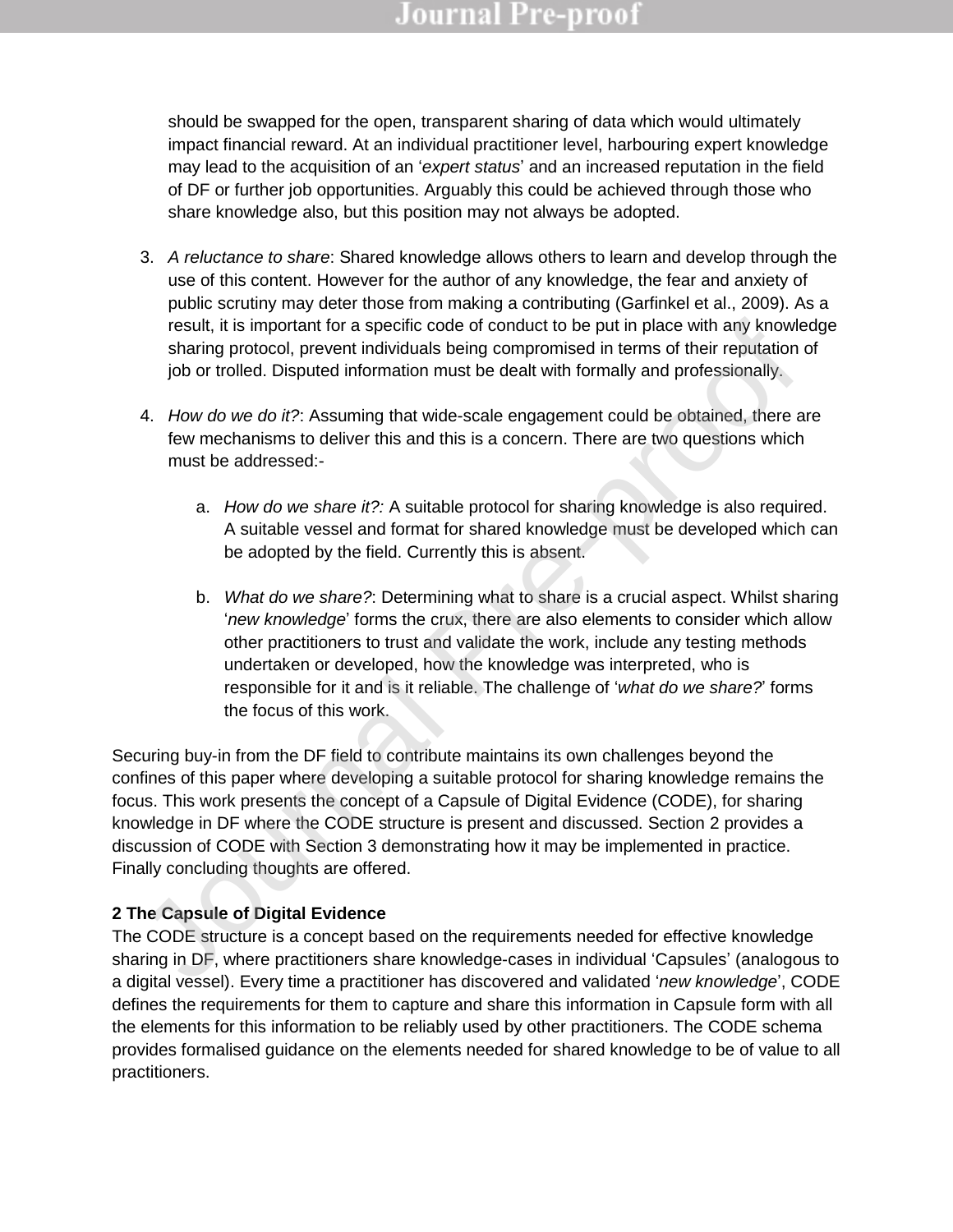should be swapped for the open, transparent sharing of data which would ultimately impact financial reward. At an individual practitioner level, harbouring expert knowledge may lead to the acquisition of an '*expert status*' and an increased reputation in the field of DF or further job opportunities. Arguably this could be achieved through those who share knowledge also, but this position may not always be adopted.

3. *A reluctance to share*: Shared knowledge allows others to learn and develop through the use of this content. However for the author of any knowledge, the fear and anxiety of public scrutiny may deter those from making a contributing (Garfinkel et al., 2009). As a result, it is important for a specific code of conduct to be put in place with any knowledge sharing protocol, prevent individuals being compromised in terms of their reputation of job or trolled. Disputed information must be dealt with formally and professionally.

4. *How do we do it?*: Assuming that wide-scale engagement could be obtained, there are few mechanisms to deliver this and this is a concern. There are two questions which must be addressed:-

    a. *How do we share it?:* A suitable protocol for sharing knowledge is also required. A suitable vessel and format for shared knowledge must be developed which can be adopted by the field. Currently this is absent.

    b. *What do we share?*: Determining what to share is a crucial aspect. Whilst sharing '*new knowledge*' forms the crux, there are also elements to consider which allow other practitioners to trust and validate the work, include any testing methods undertaken or developed, how the knowledge was interpreted, who is responsible for it and is it reliable. The challenge of '*what do we share?*' forms the focus of this work.

Securing buy-in from the DF field to contribute maintains its own challenges beyond the confines of this paper where developing a suitable protocol for sharing knowledge remains the focus. This work presents the concept of a Capsule of Digital Evidence (CODE), for sharing knowledge in DF where the CODE structure is present and discussed. Section 2 provides a discussion of CODE with Section 3 demonstrating how it may be implemented in practice. Finally concluding thoughts are offered.

## 2 The Capsule of Digital Evidence

The CODE structure is a concept based on the requirements needed for effective knowledge sharing in DF, where practitioners share knowledge-cases in individual 'Capsules' (analogous to a digital vessel). Every time a practitioner has discovered and validated '*new knowledge*', CODE defines the requirements for them to capture and share this information in Capsule form with all the elements for this information to be reliably used by other practitioners. The CODE schema provides formalised guidance on the elements needed for shared knowledge to be of value to all practitioners.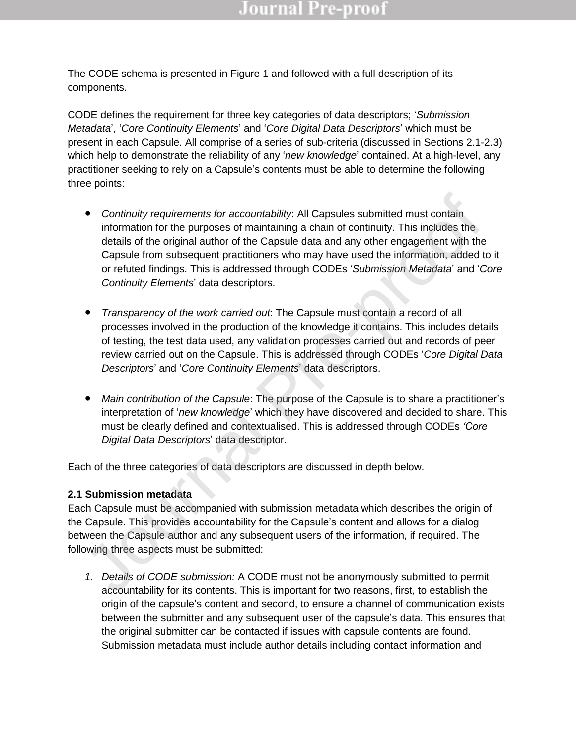The CODE schema is presented in Figure 1 and followed with a full description of its components.

CODE defines the requirement for three key categories of data descriptors; '*Submission Metadata*', '*Core Continuity Elements*' and '*Core Digital Data Descriptors*' which must be present in each Capsule. All comprise of a series of sub-criteria (discussed in Sections 2.1-2.3) which help to demonstrate the reliability of any '*new knowledge*' contained. At a high-level, any practitioner seeking to rely on a Capsule's contents must be able to determine the following three points:

- *Continuity requirements for accountability*: All Capsules submitted must contain information for the purposes of maintaining a chain of continuity. This includes the details of the original author of the Capsule data and any other engagement with the Capsule from subsequent practitioners who may have used the information, added to it or refuted findings. This is addressed through CODEs '*Submission Metadata*' and '*Core Continuity Elements*' data descriptors.

- *Transparency of the work carried out*: The Capsule must contain a record of all processes involved in the production of the knowledge it contains. This includes details of testing, the test data used, any validation processes carried out and records of peer review carried out on the Capsule. This is addressed through CODEs '*Core Digital Data Descriptors*' and '*Core Continuity Elements*' data descriptors.

- *Main contribution of the Capsule*: The purpose of the Capsule is to share a practitioner's interpretation of '*new knowledge*' which they have discovered and decided to share. This must be clearly defined and contextualised. This is addressed through CODEs *'Core Digital Data Descriptors*' data descriptor.

Each of the three categories of data descriptors are discussed in depth below.

**2.1 Submission metadata**

Each Capsule must be accompanied with submission metadata which describes the origin of the Capsule. This provides accountability for the Capsule's content and allows for a dialog between the Capsule author and any subsequent users of the information, if required. The following three aspects must be submitted:

1. *Details of CODE submission:* A CODE must not be anonymously submitted to permit accountability for its contents. This is important for two reasons, first, to establish the origin of the capsule's content and second, to ensure a channel of communication exists between the submitter and any subsequent user of the capsule's data. This ensures that the original submitter can be contacted if issues with capsule contents are found. Submission metadata must include author details including contact information and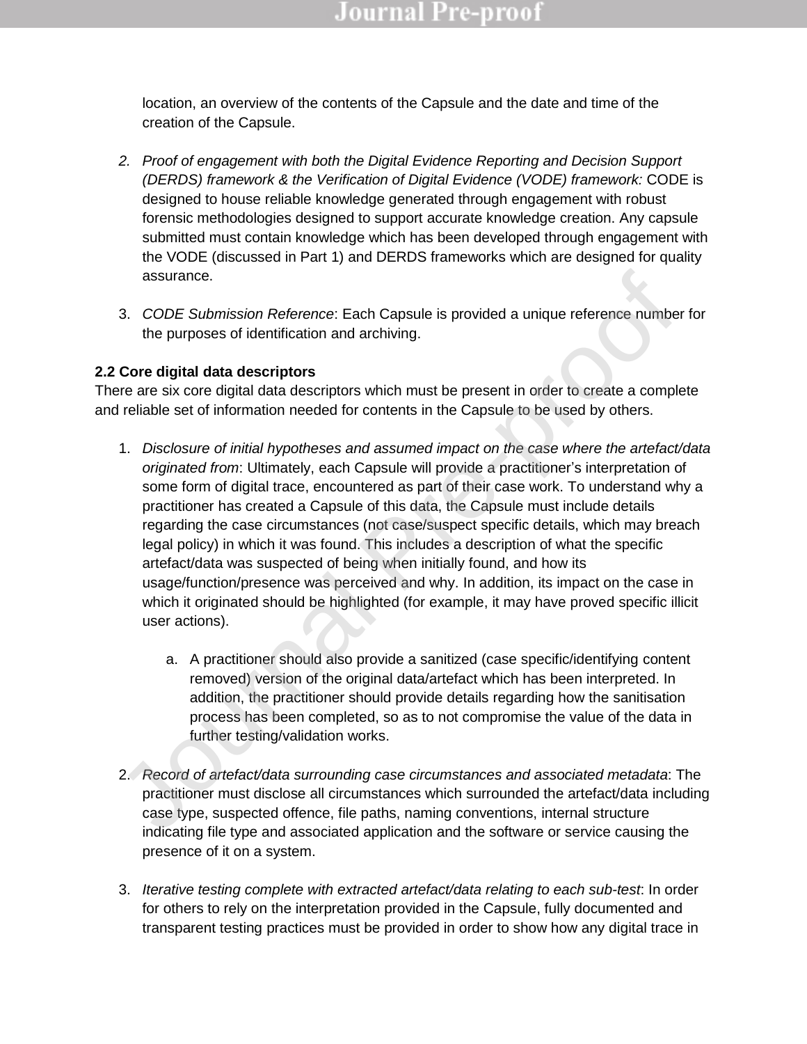location, an overview of the contents of the Capsule and the date and time of the creation of the Capsule.

2. *Proof of engagement with both the Digital Evidence Reporting and Decision Support (DERDS) framework & the Verification of Digital Evidence (VODE) framework:* CODE is designed to house reliable knowledge generated through engagement with robust forensic methodologies designed to support accurate knowledge creation. Any capsule submitted must contain knowledge which has been developed through engagement with the VODE (discussed in Part 1) and DERDS frameworks which are designed for quality assurance.

3. *CODE Submission Reference*: Each Capsule is provided a unique reference number for the purposes of identification and archiving.

**2.2 Core digital data descriptors**

There are six core digital data descriptors which must be present in order to create a complete and reliable set of information needed for contents in the Capsule to be used by others.

1. *Disclosure of initial hypotheses and assumed impact on the case where the artefact/data originated from*: Ultimately, each Capsule will provide a practitioner's interpretation of some form of digital trace, encountered as part of their case work. To understand why a practitioner has created a Capsule of this data, the Capsule must include details regarding the case circumstances (not case/suspect specific details, which may breach legal policy) in which it was found. This includes a description of what the specific artefact/data was suspected of being when initially found, and how its usage/function/presence was perceived and why. In addition, its impact on the case in which it originated should be highlighted (for example, it may have proved specific illicit user actions).

   a. A practitioner should also provide a sanitized (case specific/identifying content removed) version of the original data/artefact which has been interpreted. In addition, the practitioner should provide details regarding how the sanitisation process has been completed, so as to not compromise the value of the data in further testing/validation works.

2. *Record of artefact/data surrounding case circumstances and associated metadata*: The practitioner must disclose all circumstances which surrounded the artefact/data including case type, suspected offence, file paths, naming conventions, internal structure indicating file type and associated application and the software or service causing the presence of it on a system.

3. *Iterative testing complete with extracted artefact/data relating to each sub-test*: In order for others to rely on the interpretation provided in the Capsule, fully documented and transparent testing practices must be provided in order to show how any digital trace in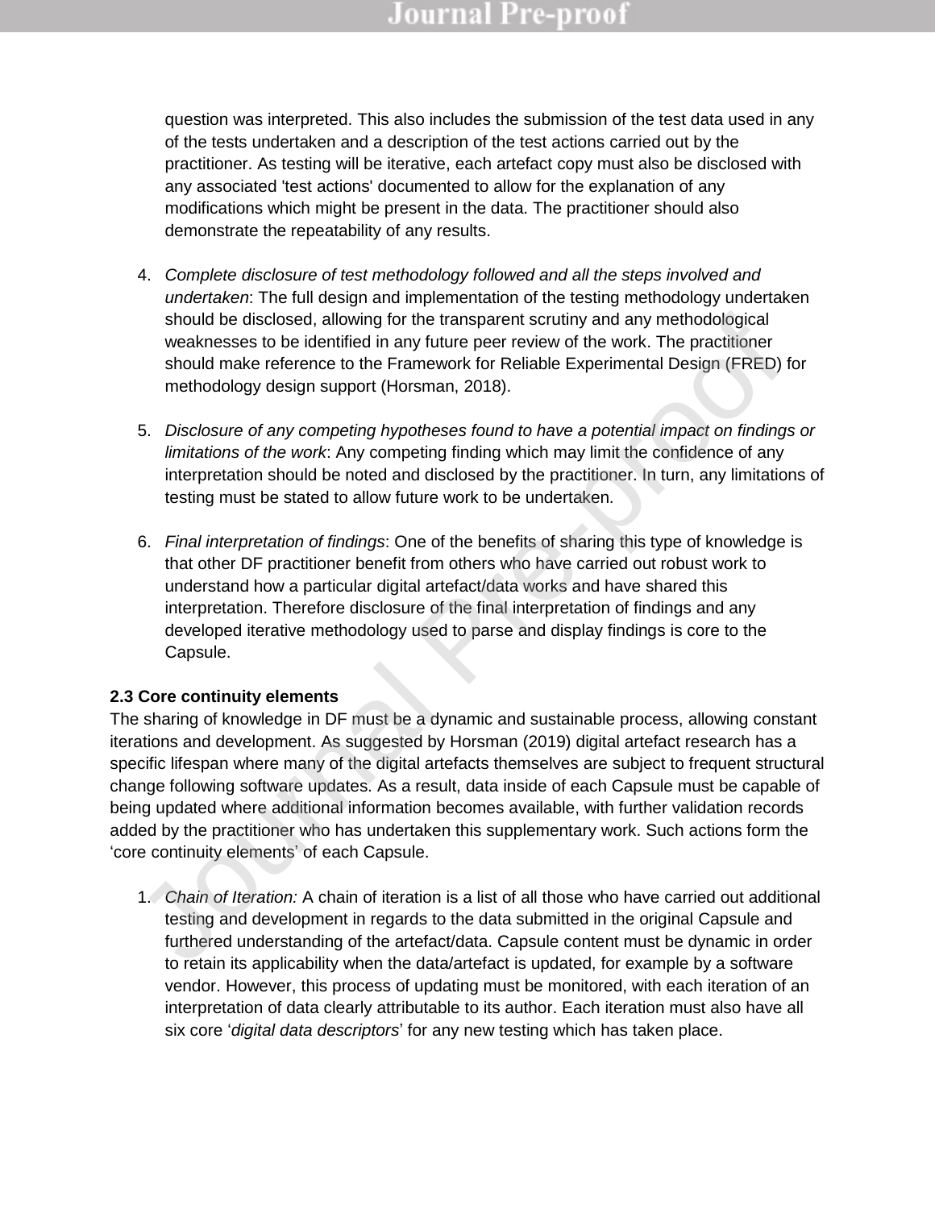question was interpreted. This also includes the submission of the test data used in any of the tests undertaken and a description of the test actions carried out by the practitioner. As testing will be iterative, each artefact copy must also be disclosed with any associated 'test actions' documented to allow for the explanation of any modifications which might be present in the data. The practitioner should also demonstrate the repeatability of any results.

4. *Complete disclosure of test methodology followed and all the steps involved and undertaken*: The full design and implementation of the testing methodology undertaken should be disclosed, allowing for the transparent scrutiny and any methodological weaknesses to be identified in any future peer review of the work. The practitioner should make reference to the Framework for Reliable Experimental Design (FRED) for methodology design support (Horsman, 2018).

5. *Disclosure of any competing hypotheses found to have a potential impact on findings or limitations of the work*: Any competing finding which may limit the confidence of any interpretation should be noted and disclosed by the practitioner. In turn, any limitations of testing must be stated to allow future work to be undertaken.

6. *Final interpretation of findings*: One of the benefits of sharing this type of knowledge is that other DF practitioner benefit from others who have carried out robust work to understand how a particular digital artefact/data works and have shared this interpretation. Therefore disclosure of the final interpretation of findings and any developed iterative methodology used to parse and display findings is core to the Capsule.

**2.3 Core continuity elements**

The sharing of knowledge in DF must be a dynamic and sustainable process, allowing constant iterations and development. As suggested by Horsman (2019) digital artefact research has a specific lifespan where many of the digital artefacts themselves are subject to frequent structural change following software updates. As a result, data inside of each Capsule must be capable of being updated where additional information becomes available, with further validation records added by the practitioner who has undertaken this supplementary work. Such actions form the 'core continuity elements' of each Capsule.

1. *Chain of Iteration:* A chain of iteration is a list of all those who have carried out additional testing and development in regards to the data submitted in the original Capsule and furthered understanding of the artefact/data. Capsule content must be dynamic in order to retain its applicability when the data/artefact is updated, for example by a software vendor. However, this process of updating must be monitored, with each iteration of an interpretation of data clearly attributable to its author. Each iteration must also have all six core '*digital data descriptors*' for any new testing which has taken place.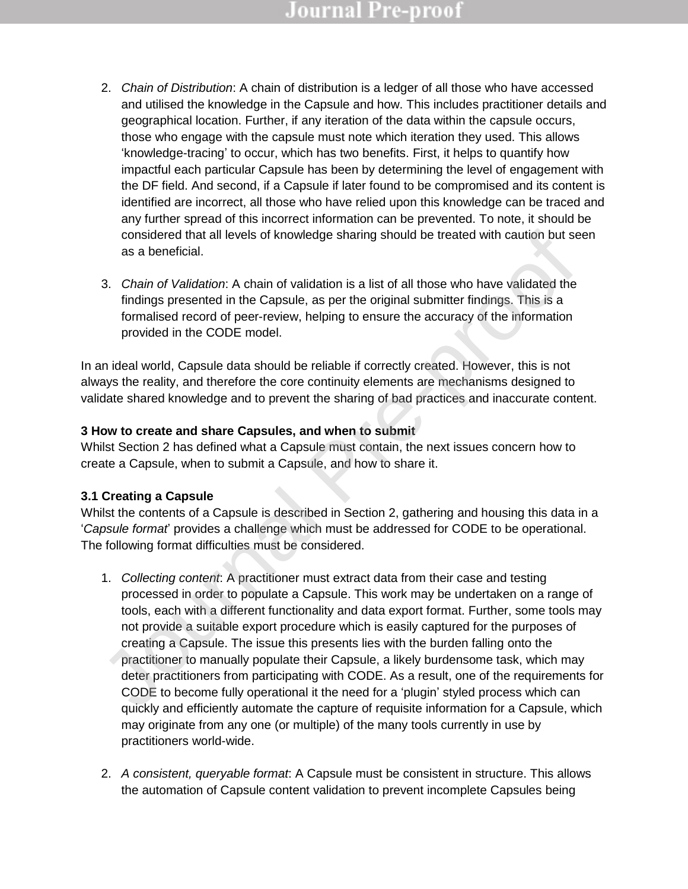2. *Chain of Distribution*: A chain of distribution is a ledger of all those who have accessed and utilised the knowledge in the Capsule and how. This includes practitioner details and geographical location. Further, if any iteration of the data within the capsule occurs, those who engage with the capsule must note which iteration they used. This allows 'knowledge-tracing' to occur, which has two benefits. First, it helps to quantify how impactful each particular Capsule has been by determining the level of engagement with the DF field. And second, if a Capsule if later found to be compromised and its content is identified are incorrect, all those who have relied upon this knowledge can be traced and any further spread of this incorrect information can be prevented. To note, it should be considered that all levels of knowledge sharing should be treated with caution but seen as a beneficial.

3. *Chain of Validation*: A chain of validation is a list of all those who have validated the findings presented in the Capsule, as per the original submitter findings. This is a formalised record of peer-review, helping to ensure the accuracy of the information provided in the CODE model.

In an ideal world, Capsule data should be reliable if correctly created. However, this is not always the reality, and therefore the core continuity elements are mechanisms designed to validate shared knowledge and to prevent the sharing of bad practices and inaccurate content.

## 3 How to create and share Capsules, and when to submit

Whilst Section 2 has defined what a Capsule must contain, the next issues concern how to create a Capsule, when to submit a Capsule, and how to share it.

### 3.1 Creating a Capsule

Whilst the contents of a Capsule is described in Section 2, gathering and housing this data in a '*Capsule format*' provides a challenge which must be addressed for CODE to be operational. The following format difficulties must be considered.

1. *Collecting content*: A practitioner must extract data from their case and testing processed in order to populate a Capsule. This work may be undertaken on a range of tools, each with a different functionality and data export format. Further, some tools may not provide a suitable export procedure which is easily captured for the purposes of creating a Capsule. The issue this presents lies with the burden falling onto the practitioner to manually populate their Capsule, a likely burdensome task, which may deter practitioners from participating with CODE. As a result, one of the requirements for CODE to become fully operational it the need for a 'plugin' styled process which can quickly and efficiently automate the capture of requisite information for a Capsule, which may originate from any one (or multiple) of the many tools currently in use by practitioners world-wide.

2. *A consistent, queryable format*: A Capsule must be consistent in structure. This allows the automation of Capsule content validation to prevent incomplete Capsules being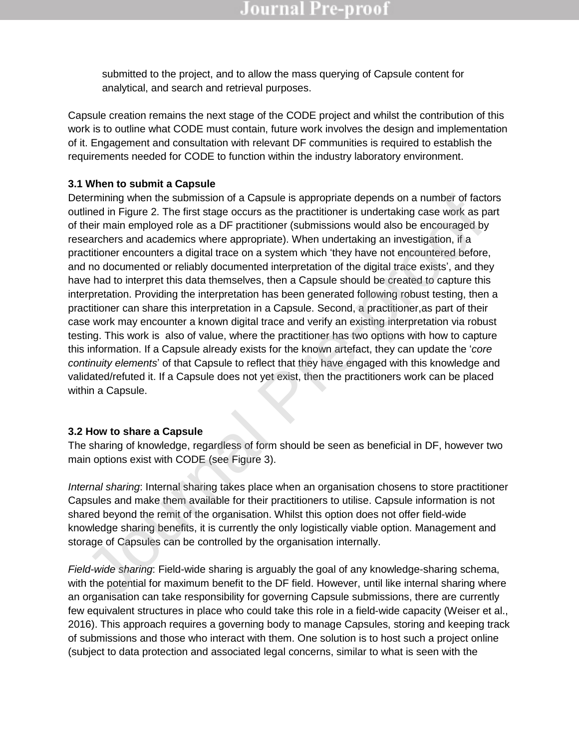submitted to the project, and to allow the mass querying of Capsule content for analytical, and search and retrieval purposes.

Capsule creation remains the next stage of the CODE project and whilst the contribution of this work is to outline what CODE must contain, future work involves the design and implementation of it. Engagement and consultation with relevant DF communities is required to establish the requirements needed for CODE to function within the industry laboratory environment.

### 3.1 When to submit a Capsule

Determining when the submission of a Capsule is appropriate depends on a number of factors outlined in Figure 2. The first stage occurs as the practitioner is undertaking case work as part of their main employed role as a DF practitioner (submissions would also be encouraged by researchers and academics where appropriate). When undertaking an investigation, if a practitioner encounters a digital trace on a system which 'they have not encountered before, and no documented or reliably documented interpretation of the digital trace exists', and they have had to interpret this data themselves, then a Capsule should be created to capture this interpretation. Providing the interpretation has been generated following robust testing, then a practitioner can share this interpretation in a Capsule. Second, a practitioner,as part of their case work may encounter a known digital trace and verify an existing interpretation via robust testing. This work is also of value, where the practitioner has two options with how to capture this information. If a Capsule already exists for the known artefact, they can update the '*core continuity elements*' of that Capsule to reflect that they have engaged with this knowledge and validated/refuted it. If a Capsule does not yet exist, then the practitioners work can be placed within a Capsule.

### 3.2 How to share a Capsule

The sharing of knowledge, regardless of form should be seen as beneficial in DF, however two main options exist with CODE (see Figure 3).

*Internal sharing*: Internal sharing takes place when an organisation chosens to store practitioner Capsules and make them available for their practitioners to utilise. Capsule information is not shared beyond the remit of the organisation. Whilst this option does not offer field-wide knowledge sharing benefits, it is currently the only logistically viable option. Management and storage of Capsules can be controlled by the organisation internally.

*Field-wide sharing*: Field-wide sharing is arguably the goal of any knowledge-sharing schema, with the potential for maximum benefit to the DF field. However, until like internal sharing where an organisation can take responsibility for governing Capsule submissions, there are currently few equivalent structures in place who could take this role in a field-wide capacity (Weiser et al., 2016). This approach requires a governing body to manage Capsules, storing and keeping track of submissions and those who interact with them. One solution is to host such a project online (subject to data protection and associated legal concerns, similar to what is seen with the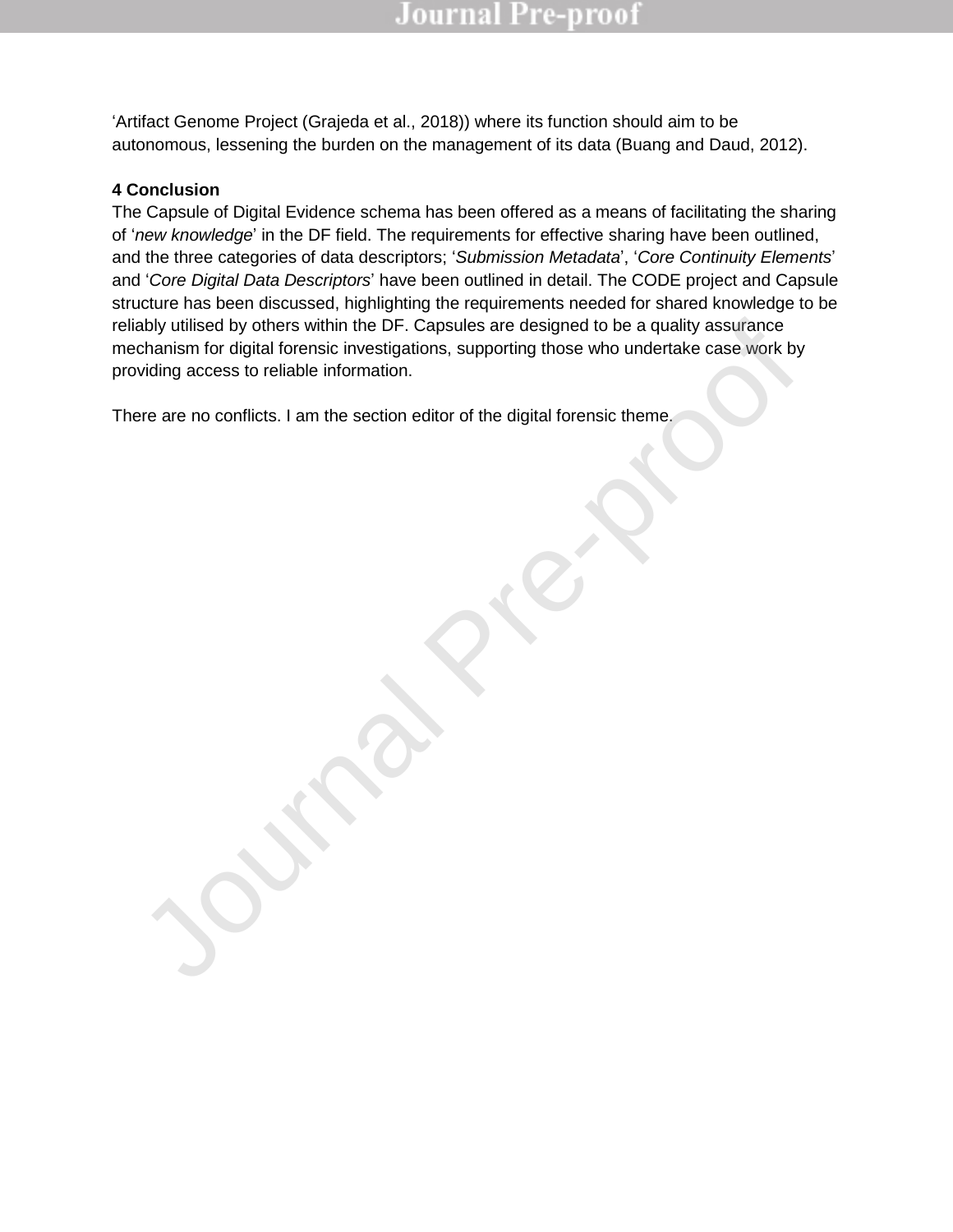'Artifact Genome Project (Grajeda et al., 2018)) where its function should aim to be autonomous, lessening the burden on the management of its data (Buang and Daud, 2012).

## 4 Conclusion

The Capsule of Digital Evidence schema has been offered as a means of facilitating the sharing of '*new knowledge*' in the DF field. The requirements for effective sharing have been outlined, and the three categories of data descriptors; '*Submission Metadata*', '*Core Continuity Elements*' and '*Core Digital Data Descriptors*' have been outlined in detail. The CODE project and Capsule structure has been discussed, highlighting the requirements needed for shared knowledge to be reliably utilised by others within the DF. Capsules are designed to be a quality assurance mechanism for digital forensic investigations, supporting those who undertake case work by providing access to reliable information.

There are no conflicts. I am the section editor of the digital forensic theme.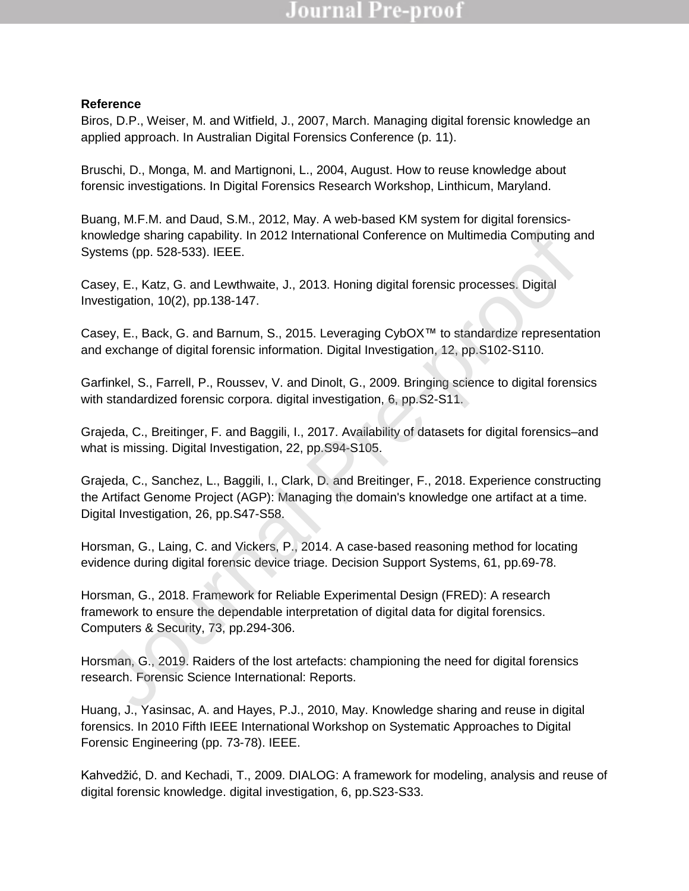**Reference**

Biros, D.P., Weiser, M. and Witfield, J., 2007, March. Managing digital forensic knowledge an applied approach. In Australian Digital Forensics Conference (p. 11).

Bruschi, D., Monga, M. and Martignoni, L., 2004, August. How to reuse knowledge about forensic investigations. In Digital Forensics Research Workshop, Linthicum, Maryland.

Buang, M.F.M. and Daud, S.M., 2012, May. A web-based KM system for digital forensics-knowledge sharing capability. In 2012 International Conference on Multimedia Computing and Systems (pp. 528-533). IEEE.

Casey, E., Katz, G. and Lewthwaite, J., 2013. Honing digital forensic processes. Digital Investigation, 10(2), pp.138-147.

Casey, E., Back, G. and Barnum, S., 2015. Leveraging CybOX™ to standardize representation and exchange of digital forensic information. Digital Investigation, 12, pp.S102-S110.

Garfinkel, S., Farrell, P., Roussev, V. and Dinolt, G., 2009. Bringing science to digital forensics with standardized forensic corpora. digital investigation, 6, pp.S2-S11.

Grajeda, C., Breitinger, F. and Baggili, I., 2017. Availability of datasets for digital forensics–and what is missing. Digital Investigation, 22, pp.S94-S105.

Grajeda, C., Sanchez, L., Baggili, I., Clark, D. and Breitinger, F., 2018. Experience constructing the Artifact Genome Project (AGP): Managing the domain's knowledge one artifact at a time. Digital Investigation, 26, pp.S47-S58.

Horsman, G., Laing, C. and Vickers, P., 2014. A case-based reasoning method for locating evidence during digital forensic device triage. Decision Support Systems, 61, pp.69-78.

Horsman, G., 2018. Framework for Reliable Experimental Design (FRED): A research framework to ensure the dependable interpretation of digital data for digital forensics. Computers & Security, 73, pp.294-306.

Horsman, G., 2019. Raiders of the lost artefacts: championing the need for digital forensics research. Forensic Science International: Reports.

Huang, J., Yasinsac, A. and Hayes, P.J., 2010, May. Knowledge sharing and reuse in digital forensics. In 2010 Fifth IEEE International Workshop on Systematic Approaches to Digital Forensic Engineering (pp. 73-78). IEEE.

Kahvedžić, D. and Kechadi, T., 2009. DIALOG: A framework for modeling, analysis and reuse of digital forensic knowledge. digital investigation, 6, pp.S23-S33.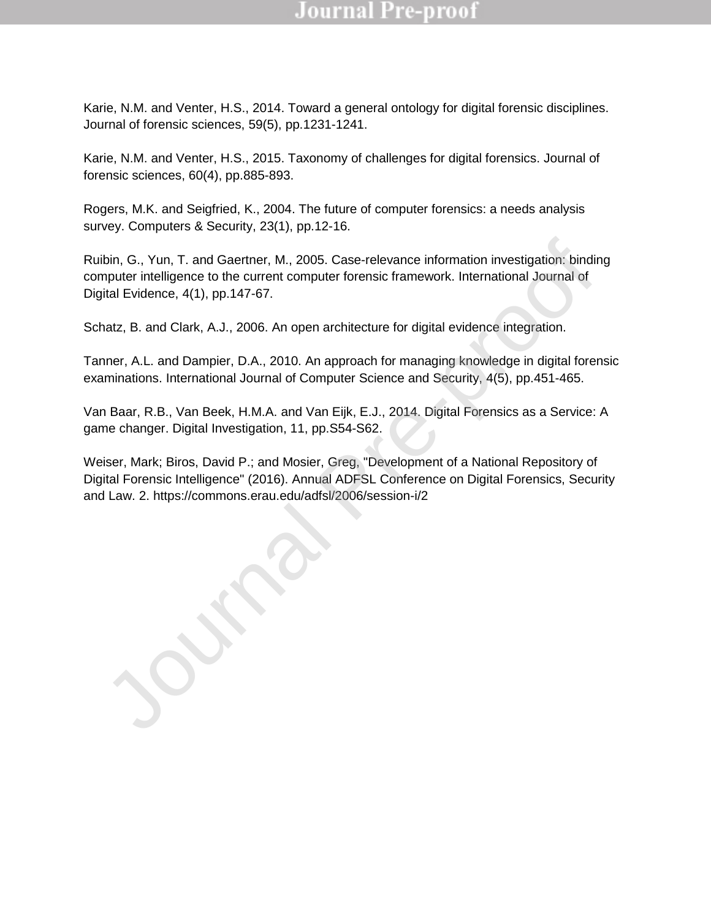Karie, N.M. and Venter, H.S., 2014. Toward a general ontology for digital forensic disciplines. Journal of forensic sciences, 59(5), pp.1231-1241.

Karie, N.M. and Venter, H.S., 2015. Taxonomy of challenges for digital forensics. Journal of forensic sciences, 60(4), pp.885-893.

Rogers, M.K. and Seigfried, K., 2004. The future of computer forensics: a needs analysis survey. Computers & Security, 23(1), pp.12-16.

Ruibin, G., Yun, T. and Gaertner, M., 2005. Case-relevance information investigation: binding computer intelligence to the current computer forensic framework. International Journal of Digital Evidence, 4(1), pp.147-67.

Schatz, B. and Clark, A.J., 2006. An open architecture for digital evidence integration.

Tanner, A.L. and Dampier, D.A., 2010. An approach for managing knowledge in digital forensic examinations. International Journal of Computer Science and Security, 4(5), pp.451-465.

Van Baar, R.B., Van Beek, H.M.A. and Van Eijk, E.J., 2014. Digital Forensics as a Service: A game changer. Digital Investigation, 11, pp.S54-S62.

Weiser, Mark; Biros, David P.; and Mosier, Greg, "Development of a National Repository of Digital Forensic Intelligence" (2016). Annual ADFSL Conference on Digital Forensics, Security and Law. 2. https://commons.erau.edu/adfsl/2006/session-i/2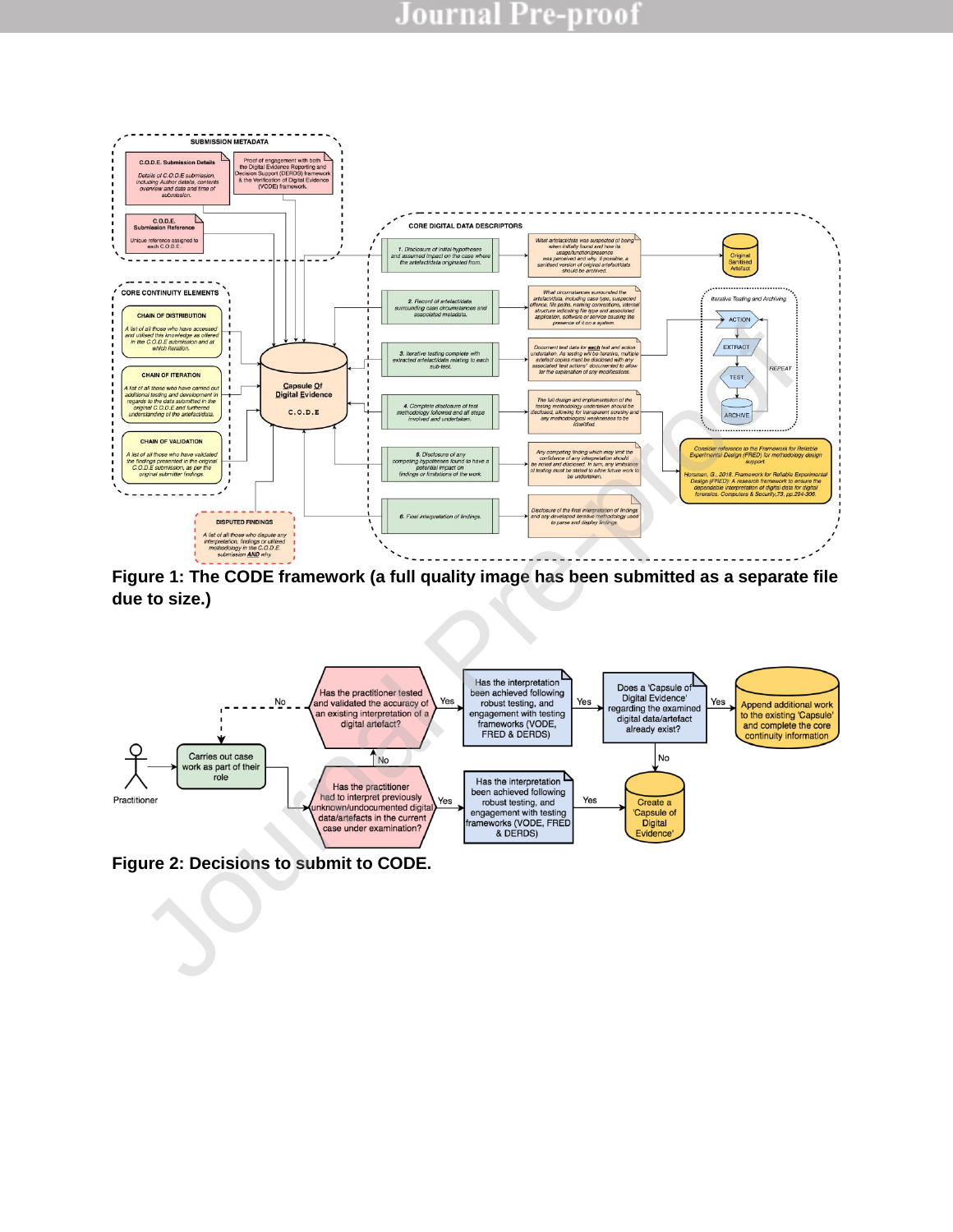Figure 1: The CODE framework (a full quality image has been submitted as a separate file due to size.)

Figure 2: Decisions to submit to CODE.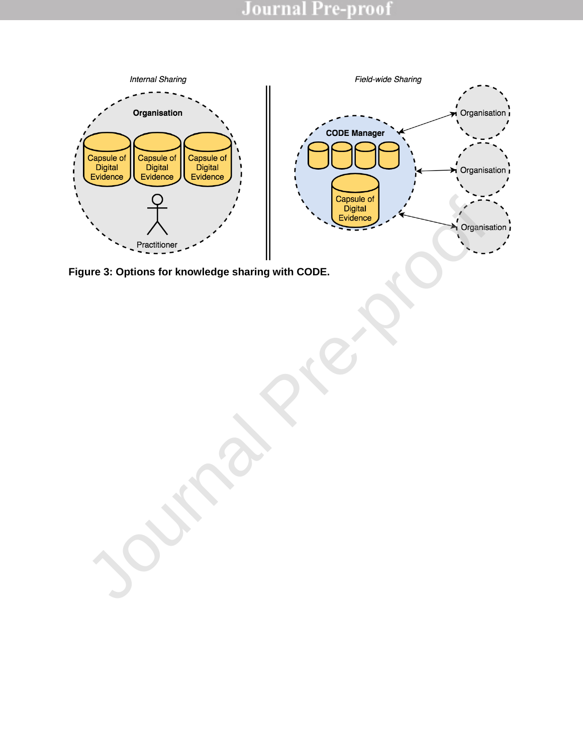Internal Sharing

Organisation

Capsule of Digital Evidence

Capsule of Digital Evidence

Capsule of Digital Evidence

Practitioner

Field-wide Sharing

CODE Manager

Capsule of Digital Evidence

Organisation

Organisation

Organisation

**Figure 3: Options for knowledge sharing with CODE.**